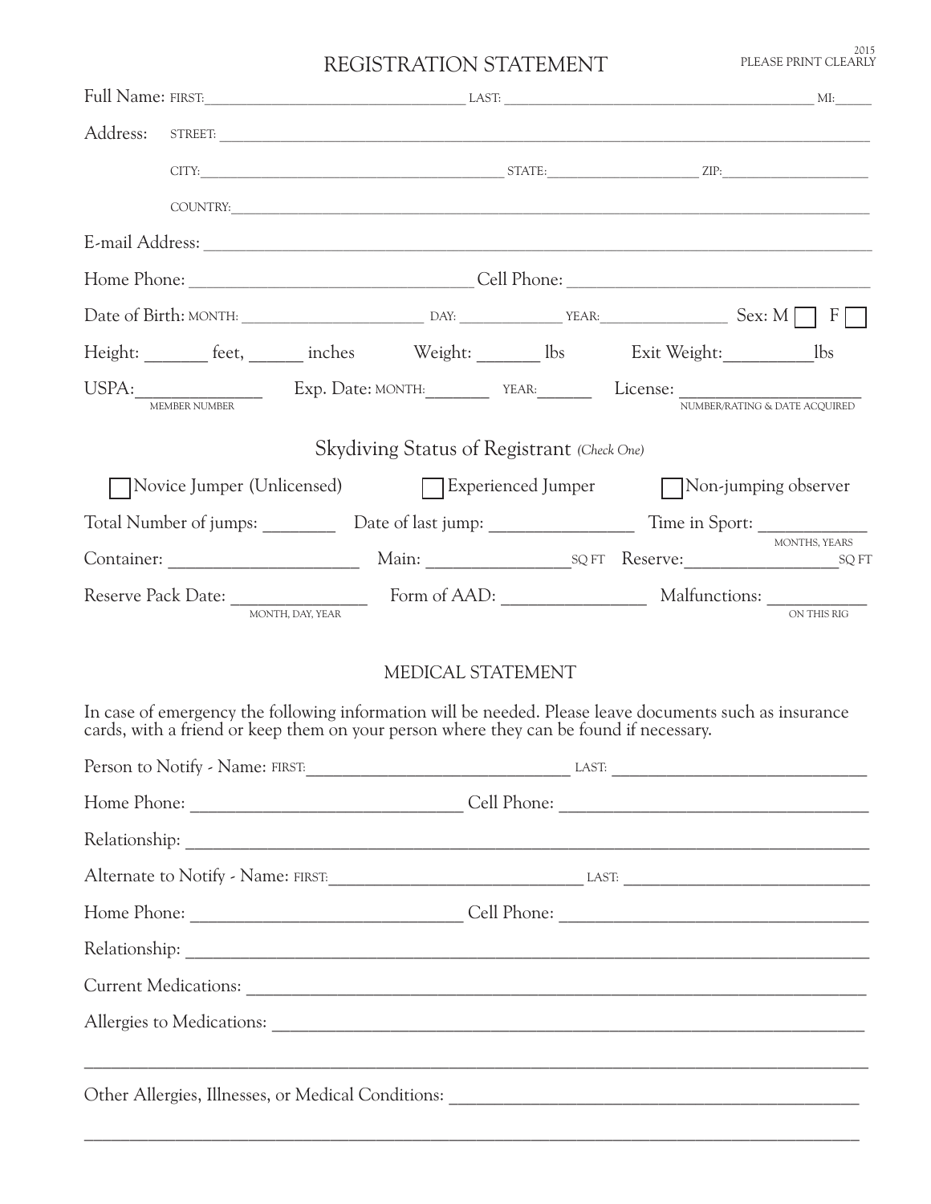2015
PLEASE PRINT CLEARLY

# REGISTRATION STATEMENT

Full Name: FIRST: ______________________ LAST: ______________________ MI: _____

Address: STREET: ______________________________________________

CITY: ______________________ STATE: ______________ ZIP: ______________

COUNTRY: ______________________________________________

E-mail Address: ______________________________________________

Home Phone: ______________________ Cell Phone: ______________________

Date of Birth: MONTH: ______________ DAY: __________ YEAR: __________ Sex: M ☐ F ☐

Height: _______ feet, ______ inches Weight: _______ lbs Exit Weight: _________ lbs

USPA: ______________ (MEMBER NUMBER) Exp. Date: MONTH: _______ YEAR: ______ License: ______________ (NUMBER/RATING & DATE ACQUIRED)

## Skydiving Status of Registrant *(Check One)*

☐ Novice Jumper (Unlicensed) ☐ Experienced Jumper ☐ Non-jumping observer

Total Number of jumps: ________ Date of last jump: ______________ Time in Sport: ____________ (MONTHS, YEARS)

Container: ____________________ Main: ______________ SQ FT Reserve: ______________ SQ FT

Reserve Pack Date: ______________ (MONTH, DAY, YEAR) Form of AAD: ______________ Malfunctions: __________ (ON THIS RIG)

## MEDICAL STATEMENT

In case of emergency the following information will be needed. Please leave documents such as insurance cards, with a friend or keep them on your person where they can be found if necessary.

Person to Notify - Name: FIRST: ______________________ LAST: ______________________

Home Phone: ______________________ Cell Phone: ______________________

Relationship: ______________________________________________

Alternate to Notify - Name: FIRST: ______________________ LAST: ______________________

Home Phone: ______________________ Cell Phone: ______________________

Relationship: ______________________________________________

Current Medications: ______________________________________________

Allergies to Medications: ______________________________________________

______________________________________________

Other Allergies, Illnesses, or Medical Conditions: ______________________________

______________________________________________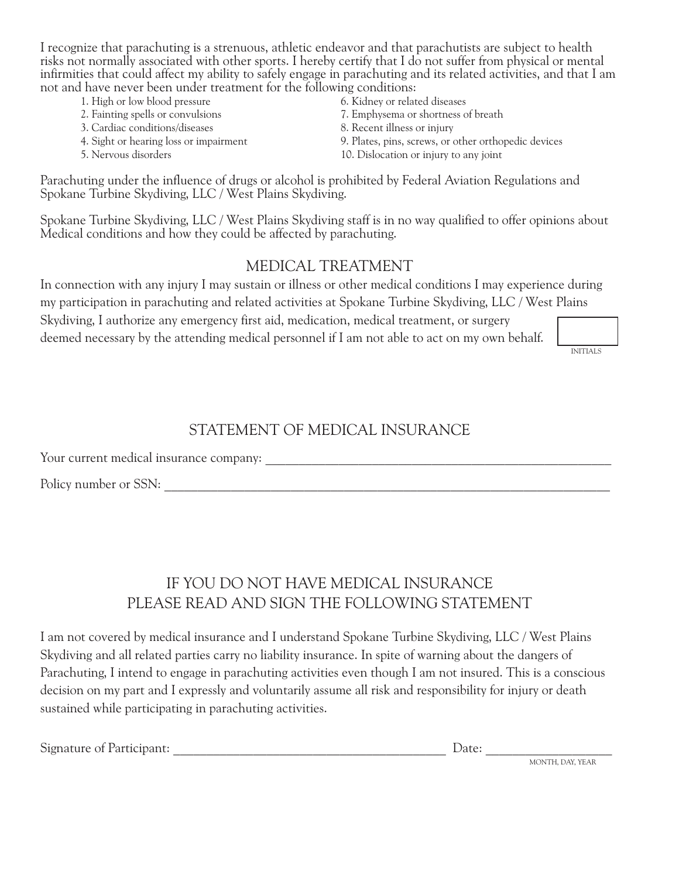I recognize that parachuting is a strenuous, athletic endeavor and that parachutists are subject to health risks not normally associated with other sports. I hereby certify that I do not suffer from physical or mental infirmities that could affect my ability to safely engage in parachuting and its related activities, and that I am not and have never been under treatment for the following conditions:

1. High or low blood pressure
2. Fainting spells or convulsions
3. Cardiac conditions/diseases
4. Sight or hearing loss or impairment
5. Nervous disorders
6. Kidney or related diseases
7. Emphysema or shortness of breath
8. Recent illness or injury
9. Plates, pins, screws, or other orthopedic devices
10. Dislocation or injury to any joint

Parachuting under the influence of drugs or alcohol is prohibited by Federal Aviation Regulations and Spokane Turbine Skydiving, LLC / West Plains Skydiving.

Spokane Turbine Skydiving, LLC / West Plains Skydiving staff is in no way qualified to offer opinions about Medical conditions and how they could be affected by parachuting.

## MEDICAL TREATMENT

In connection with any injury I may sustain or illness or other medical conditions I may experience during my participation in parachuting and related activities at Spokane Turbine Skydiving, LLC / West Plains Skydiving, I authorize any emergency first aid, medication, medical treatment, or surgery deemed necessary by the attending medical personnel if I am not able to act on my own behalf.

INITIALS ______

## STATEMENT OF MEDICAL INSURANCE

Your current medical insurance company: ______________________________________________

Policy number or SSN: ______________________________________________

## IF YOU DO NOT HAVE MEDICAL INSURANCE PLEASE READ AND SIGN THE FOLLOWING STATEMENT

I am not covered by medical insurance and I understand Spokane Turbine Skydiving, LLC / West Plains Skydiving and all related parties carry no liability insurance. In spite of warning about the dangers of Parachuting, I intend to engage in parachuting activities even though I am not insured. This is a conscious decision on my part and I expressly and voluntarily assume all risk and responsibility for injury or death sustained while participating in parachuting activities.

Signature of Participant: ______________________________________ Date: ____________________
MONTH, DAY, YEAR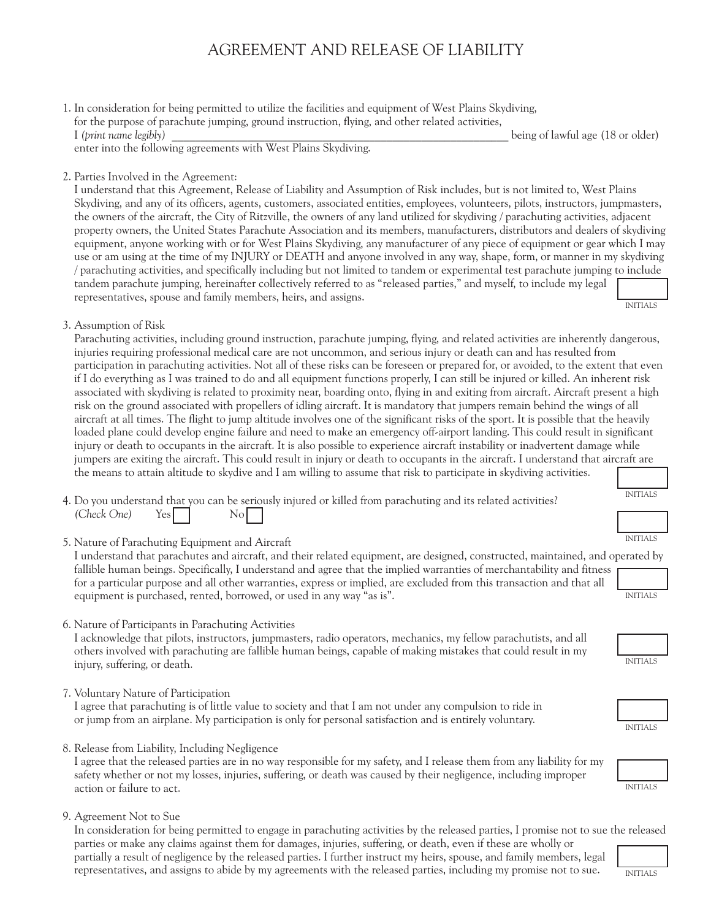# AGREEMENT AND RELEASE OF LIABILITY

1. In consideration for being permitted to utilize the facilities and equipment of West Plains Skydiving, for the purpose of parachute jumping, ground instruction, flying, and other related activities, I *(print name legibly)* \_\_\_\_\_\_\_\_\_\_\_\_\_\_\_\_\_\_\_\_\_\_\_\_\_\_\_\_\_\_\_\_\_\_\_\_\_\_\_\_\_\_\_\_\_\_\_\_\_\_\_\_ being of lawful age (18 or older) enter into the following agreements with West Plains Skydiving.

2. Parties Involved in the Agreement:
   I understand that this Agreement, Release of Liability and Assumption of Risk includes, but is not limited to, West Plains Skydiving, and any of its officers, agents, customers, associated entities, employees, volunteers, pilots, instructors, jumpmasters, the owners of the aircraft, the City of Ritzville, the owners of any land utilized for skydiving / parachuting activities, adjacent property owners, the United States Parachute Association and its members, manufacturers, distributors and dealers of skydiving equipment, anyone working with or for West Plains Skydiving, any manufacturer of any piece of equipment or gear which I may use or am using at the time of my INJURY or DEATH and anyone involved in any way, shape, form, or manner in my skydiving / parachuting activities, and specifically including but not limited to tandem or experimental test parachute jumping to include tandem parachute jumping, hereinafter collectively referred to as "released parties," and myself, to include my legal representatives, spouse and family members, heirs, and assigns.

   INITIALS ☐

3. Assumption of Risk
   Parachuting activities, including ground instruction, parachute jumping, flying, and related activities are inherently dangerous, injuries requiring professional medical care are not uncommon, and serious injury or death can and has resulted from participation in parachuting activities. Not all of these risks can be foreseen or prepared for, or avoided, to the extent that even if I do everything as I was trained to do and all equipment functions properly, I can still be injured or killed. An inherent risk associated with skydiving is related to proximity near, boarding onto, flying in and exiting from aircraft. Aircraft present a high risk on the ground associated with propellers of idling aircraft. It is mandatory that jumpers remain behind the wings of all aircraft at all times. The flight to jump altitude involves one of the significant risks of the sport. It is possible that the heavily loaded plane could develop engine failure and need to make an emergency off-airport landing. This could result in significant injury or death to occupants in the aircraft. It is also possible to experience aircraft instability or inadvertent damage while jumpers are exiting the aircraft. This could result in injury or death to occupants in the aircraft. I understand that aircraft are the means to attain altitude to skydive and I am willing to assume that risk to participate in skydiving activities.

   INITIALS ☐

4. Do you understand that you can be seriously injured or killed from parachuting and its related activities?
   *(Check One)* Yes ☐ No ☐

   INITIALS ☐

5. Nature of Parachuting Equipment and Aircraft
   I understand that parachutes and aircraft, and their related equipment, are designed, constructed, maintained, and operated by fallible human beings. Specifically, I understand and agree that the implied warranties of merchantability and fitness for a particular purpose and all other warranties, express or implied, are excluded from this transaction and that all equipment is purchased, rented, borrowed, or used in any way "as is".

   INITIALS ☐

6. Nature of Participants in Parachuting Activities
   I acknowledge that pilots, instructors, jumpmasters, radio operators, mechanics, my fellow parachutists, and all others involved with parachuting are fallible human beings, capable of making mistakes that could result in my injury, suffering, or death.

   INITIALS ☐

7. Voluntary Nature of Participation
   I agree that parachuting is of little value to society and that I am not under any compulsion to ride in or jump from an airplane. My participation is only for personal satisfaction and is entirely voluntary.

   INITIALS ☐

8. Release from Liability, Including Negligence
   I agree that the released parties are in no way responsible for my safety, and I release them from any liability for my safety whether or not my losses, injuries, suffering, or death was caused by their negligence, including improper action or failure to act.

   INITIALS ☐

9. Agreement Not to Sue
   In consideration for being permitted to engage in parachuting activities by the released parties, I promise not to sue the released parties or make any claims against them for damages, injuries, suffering, or death, even if these are wholly or partially a result of negligence by the released parties. I further instruct my heirs, spouse, and family members, legal representatives, and assigns to abide by my agreements with the released parties, including my promise not to sue.

   INITIALS ☐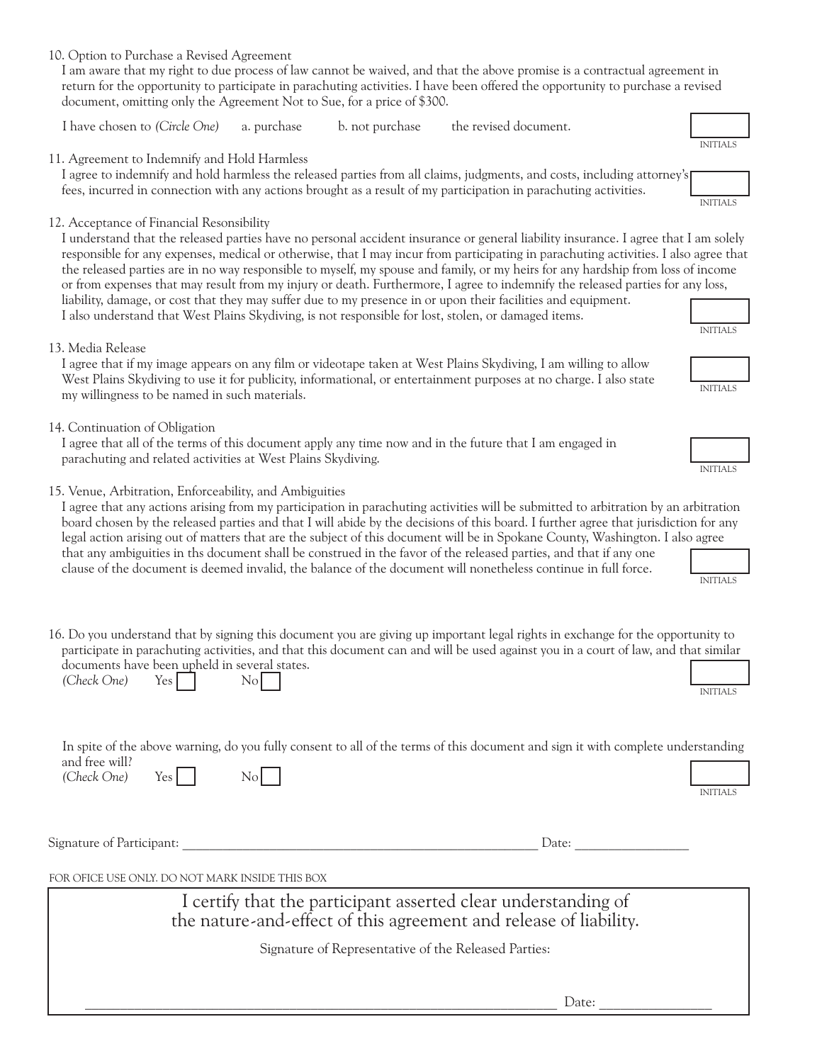10. Option to Purchase a Revised Agreement

I am aware that my right to due process of law cannot be waived, and that the above promise is a contractual agreement in return for the opportunity to participate in parachuting activities. I have been offered the opportunity to purchase a revised document, omitting only the Agreement Not to Sue, for a price of $300.

I have chosen to *(Circle One)* a. purchase b. not purchase the revised document.

INITIALS

11. Agreement to Indemnify and Hold Harmless

I agree to indemnify and hold harmless the released parties from all claims, judgments, and costs, including attorney's fees, incurred in connection with any actions brought as a result of my participation in parachuting activities.

INITIALS

12. Acceptance of Financial Resonsibility

I understand that the released parties have no personal accident insurance or general liability insurance. I agree that I am solely responsible for any expenses, medical or otherwise, that I may incur from participating in parachuting activities. I also agree that the released parties are in no way responsible to myself, my spouse and family, or my heirs for any hardship from loss of income or from expenses that may result from my injury or death. Furthermore, I agree to indemnify the released parties for any loss, liability, damage, or cost that they may suffer due to my presence in or upon their facilities and equipment.
I also understand that West Plains Skydiving, is not responsible for lost, stolen, or damaged items.

INITIALS

13. Media Release

I agree that if my image appears on any film or videotape taken at West Plains Skydiving, I am willing to allow West Plains Skydiving to use it for publicity, informational, or entertainment purposes at no charge. I also state my willingness to be named in such materials.

INITIALS

14. Continuation of Obligation

I agree that all of the terms of this document apply any time now and in the future that I am engaged in parachuting and related activities at West Plains Skydiving.

INITIALS

15. Venue, Arbitration, Enforceability, and Ambiguities

I agree that any actions arising from my participation in parachuting activities will be submitted to arbitration by an arbitration board chosen by the released parties and that I will abide by the decisions of this board. I further agree that jurisdiction for any legal action arising out of matters that are the subject of this document will be in Spokane County, Washington. I also agree that any ambiguities in ths document shall be construed in the favor of the released parties, and that if any one clause of the document is deemed invalid, the balance of the document will nonetheless continue in full force.

INITIALS

16. Do you understand that by signing this document you are giving up important legal rights in exchange for the opportunity to participate in parachuting activities, and that this document can and will be used against you in a court of law, and that similar documents have been upheld in several states.

*(Check One)* Yes ☐ No ☐

INITIALS

In spite of the above warning, do you fully consent to all of the terms of this document and sign it with complete understanding and free will?

*(Check One)* Yes ☐ No ☐

INITIALS

Signature of Participant: ______________________________ Date: ______________

FOR OFICE USE ONLY. DO NOT MARK INSIDE THIS BOX

I certify that the participant asserted clear understanding of the nature-and-effect of this agreement and release of liability.

Signature of Representative of the Released Parties:

______________________________ Date: ______________